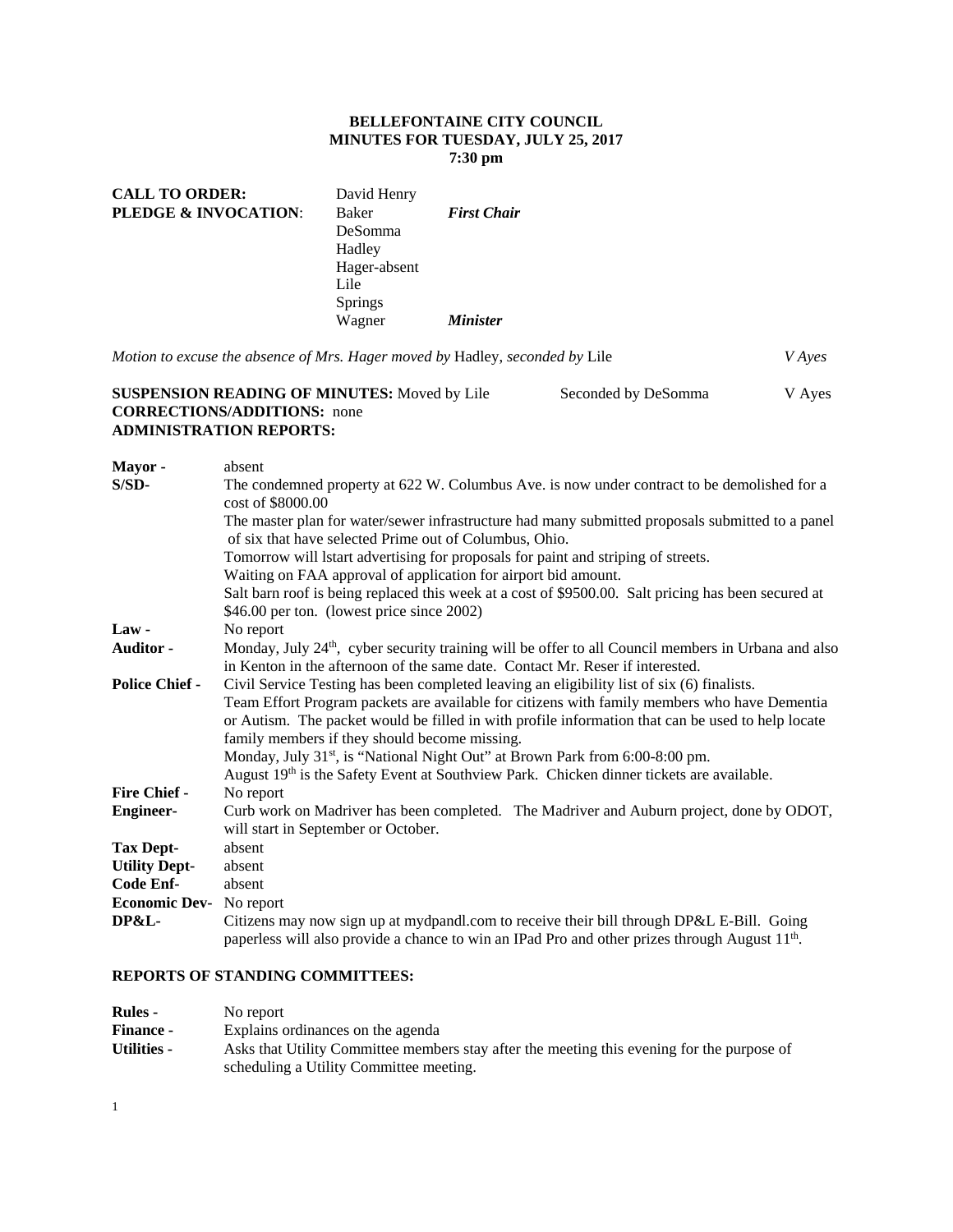**BELLEFONTAINE CITY COUNCIL**
**MINUTES FOR TUESDAY, JULY 25, 2017**
**7:30 pm**

| | | |
|---|---|---|
| **CALL TO ORDER:** | David Henry | |
| **PLEDGE & INVOCATION**: | Baker | ***First Chair*** |
| | DeSomma | |
| | Hadley | |
| | Hager-absent | |
| | Lile | |
| | Springs | |
| | Wagner | ***Minister*** |

*Motion to excuse the absence of Mrs. Hager moved by* Hadley, *seconded by* Lile *V Ayes*

**SUSPENSION READING OF MINUTES:** Moved by Lile Seconded by DeSomma V Ayes
**CORRECTIONS/ADDITIONS:** none
**ADMINISTRATION REPORTS:**

**Mayor -** absent

**S/SD-** The condemned property at 622 W. Columbus Ave. is now under contract to be demolished for a cost of $8000.00
The master plan for water/sewer infrastructure had many submitted proposals submitted to a panel of six that have selected Prime out of Columbus, Ohio.
Tomorrow will lstart advertising for proposals for paint and striping of streets.
Waiting on FAA approval of application for airport bid amount.
Salt barn roof is being replaced this week at a cost of $9500.00. Salt pricing has been secured at $46.00 per ton. (lowest price since 2002)

**Law -** No report

**Auditor -** Monday, July 24th, cyber security training will be offer to all Council members in Urbana and also in Kenton in the afternoon of the same date. Contact Mr. Reser if interested.

**Police Chief -** Civil Service Testing has been completed leaving an eligibility list of six (6) finalists.
Team Effort Program packets are available for citizens with family members who have Dementia or Autism. The packet would be filled in with profile information that can be used to help locate family members if they should become missing.
Monday, July 31st, is "National Night Out" at Brown Park from 6:00-8:00 pm.
August 19th is the Safety Event at Southview Park. Chicken dinner tickets are available.

**Fire Chief -** No report

**Engineer-** Curb work on Madriver has been completed. The Madriver and Auburn project, done by ODOT, will start in September or October.

**Tax Dept-** absent

**Utility Dept-** absent

**Code Enf-** absent

**Economic Dev-** No report

**DP&L-** Citizens may now sign up at mydpandl.com to receive their bill through DP&L E-Bill. Going paperless will also provide a chance to win an IPad Pro and other prizes through August 11th.

**REPORTS OF STANDING COMMITTEES:**

**Rules -** No report

**Finance -** Explains ordinances on the agenda

**Utilities -** Asks that Utility Committee members stay after the meeting this evening for the purpose of scheduling a Utility Committee meeting.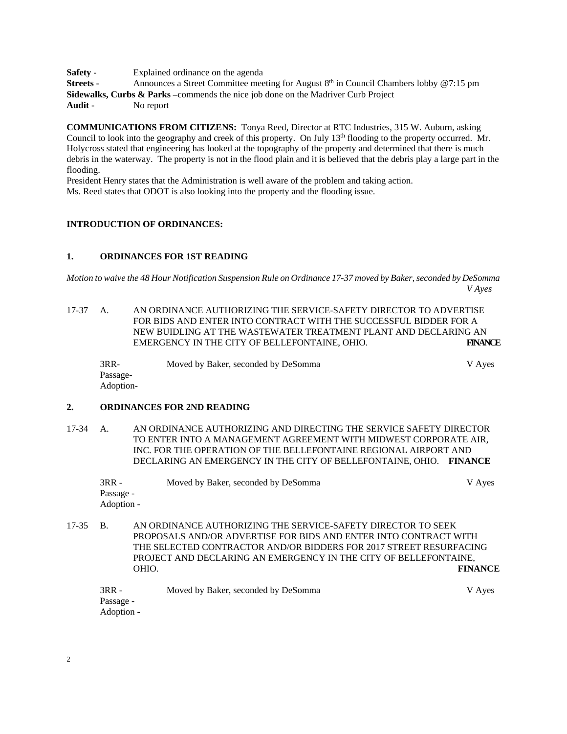**Safety -** Explained ordinance on the agenda
**Streets -** Announces a Street Committee meeting for August 8th in Council Chambers lobby @7:15 pm
**Sidewalks, Curbs & Parks –**commends the nice job done on the Madriver Curb Project
**Audit -** No report

**COMMUNICATIONS FROM CITIZENS:** Tonya Reed, Director at RTC Industries, 315 W. Auburn, asking Council to look into the geography and creek of this property. On July 13th flooding to the property occurred. Mr. Holycross stated that engineering has looked at the topography of the property and determined that there is much debris in the waterway. The property is not in the flood plain and it is believed that the debris play a large part in the flooding.
President Henry states that the Administration is well aware of the problem and taking action.
Ms. Reed states that ODOT is also looking into the property and the flooding issue.

**INTRODUCTION OF ORDINANCES:**

**1. ORDINANCES FOR 1ST READING**

*Motion to waive the 48 Hour Notification Suspension Rule on Ordinance 17-37 moved by Baker, seconded by DeSomma* *V Ayes*

17-37 A. AN ORDINANCE AUTHORIZING THE SERVICE-SAFETY DIRECTOR TO ADVERTISE FOR BIDS AND ENTER INTO CONTRACT WITH THE SUCCESSFUL BIDDER FOR A NEW BUIDLING AT THE WASTEWATER TREATMENT PLANT AND DECLARING AN EMERGENCY IN THE CITY OF BELLEFONTAINE, OHIO. **FINANCE**

3RR- Moved by Baker, seconded by DeSomma V Ayes
Passage-
Adoption-

**2. ORDINANCES FOR 2ND READING**

17-34 A. AN ORDINANCE AUTHORIZING AND DIRECTING THE SERVICE SAFETY DIRECTOR TO ENTER INTO A MANAGEMENT AGREEMENT WITH MIDWEST CORPORATE AIR, INC. FOR THE OPERATION OF THE BELLEFONTAINE REGIONAL AIRPORT AND DECLARING AN EMERGENCY IN THE CITY OF BELLEFONTAINE, OHIO. **FINANCE**

3RR - Moved by Baker, seconded by DeSomma V Ayes
Passage -
Adoption -

17-35 B. AN ORDINANCE AUTHORIZING THE SERVICE-SAFETY DIRECTOR TO SEEK PROPOSALS AND/OR ADVERTISE FOR BIDS AND ENTER INTO CONTRACT WITH THE SELECTED CONTRACTOR AND/OR BIDDERS FOR 2017 STREET RESURFACING PROJECT AND DECLARING AN EMERGENCY IN THE CITY OF BELLEFONTAINE, OHIO. **FINANCE**

3RR - Moved by Baker, seconded by DeSomma V Ayes
Passage -
Adoption -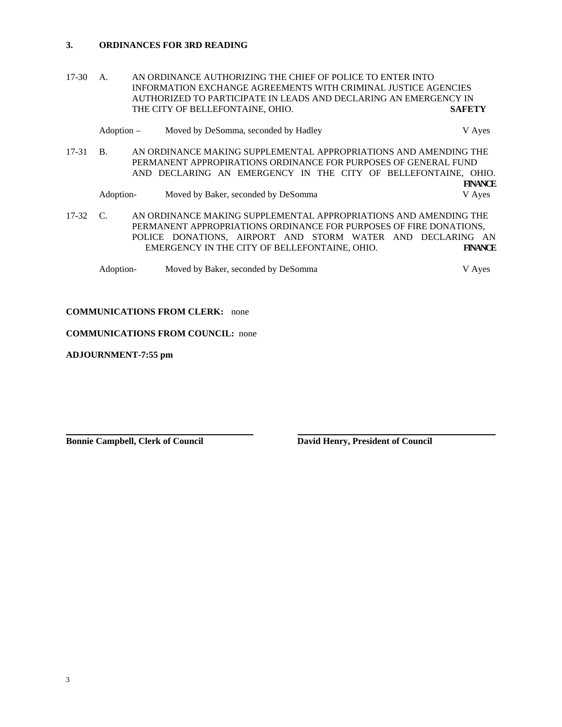**3. ORDINANCES FOR 3RD READING**

17-30 A. AN ORDINANCE AUTHORIZING THE CHIEF OF POLICE TO ENTER INTO INFORMATION EXCHANGE AGREEMENTS WITH CRIMINAL JUSTICE AGENCIES AUTHORIZED TO PARTICIPATE IN LEADS AND DECLARING AN EMERGENCY IN THE CITY OF BELLEFONTAINE, OHIO. **SAFETY**

Adoption – Moved by DeSomma, seconded by Hadley V Ayes

17-31 B. AN ORDINANCE MAKING SUPPLEMENTAL APPROPRIATIONS AND AMENDING THE PERMANENT APPROPIRATIONS ORDINANCE FOR PURPOSES OF GENERAL FUND AND DECLARING AN EMERGENCY IN THE CITY OF BELLEFONTAINE, OHIO. **FINANCE**

Adoption- Moved by Baker, seconded by DeSomma V Ayes

17-32 C. AN ORDINANCE MAKING SUPPLEMENTAL APPROPRIATIONS AND AMENDING THE PERMANENT APPROPIRATIONS ORDINANCE FOR PURPOSES OF FIRE DONATIONS, POLICE DONATIONS, AIRPORT AND STORM WATER AND DECLARING AN EMERGENCY IN THE CITY OF BELLEFONTAINE, OHIO. **FINANCE**

Adoption- Moved by Baker, seconded by DeSomma V Ayes

**COMMUNICATIONS FROM CLERK:** none

**COMMUNICATIONS FROM COUNCIL:** none

**ADJOURNMENT-7:55 pm**

**Bonnie Campbell, Clerk of Council**

**David Henry, President of Council**